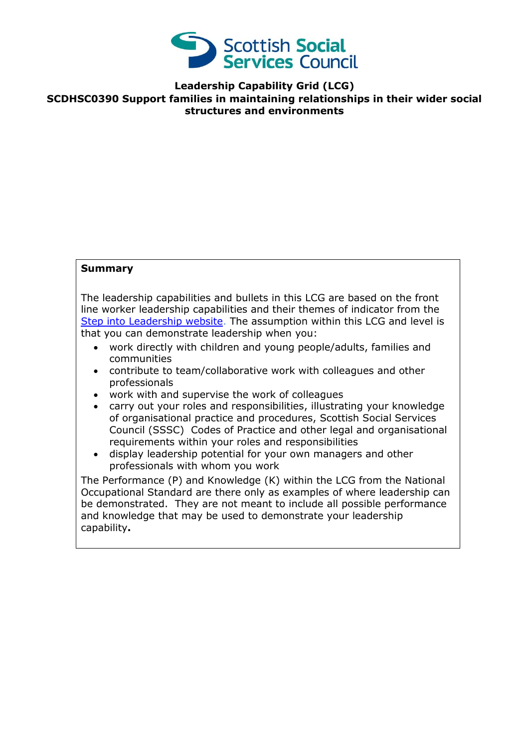Scottish Social Services Council

# Leadership Capability Grid (LCG)

## SCDHSC0390 Support families in maintaining relationships in their wider social structures and environments

**Summary**

The leadership capabilities and bullets in this LCG are based on the front line worker leadership capabilities and their themes of indicator from the [Step into Leadership website](). The assumption within this LCG and level is that you can demonstrate leadership when you:

- work directly with children and young people/adults, families and communities
- contribute to team/collaborative work with colleagues and other professionals
- work with and supervise the work of colleagues
- carry out your roles and responsibilities, illustrating your knowledge of organisational practice and procedures, Scottish Social Services Council (SSSC) Codes of Practice and other legal and organisational requirements within your roles and responsibilities
- display leadership potential for your own managers and other professionals with whom you work

The Performance (P) and Knowledge (K) within the LCG from the National Occupational Standard are there only as examples of where leadership can be demonstrated. They are not meant to include all possible performance and knowledge that may be used to demonstrate your leadership capability**.**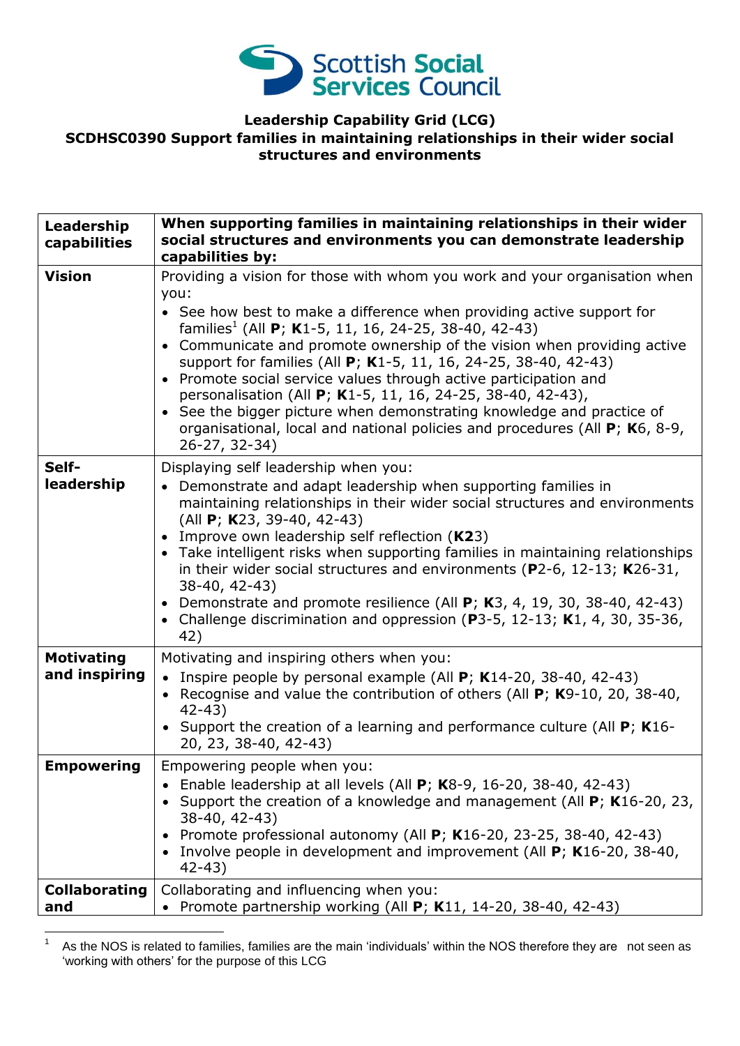**Leadership Capability Grid (LCG)**
**SCDHSC0390 Support families in maintaining relationships in their wider social structures and environments**

| Leadership capabilities | When supporting families in maintaining relationships in their wider social structures and environments you can demonstrate leadership capabilities by: |
|---|---|
| **Vision** | Providing a vision for those with whom you work and your organisation when you:<br>• See how best to make a difference when providing active support for families[1] (All **P**; **K**1-5, 11, 16, 24-25, 38-40, 42-43)<br>• Communicate and promote ownership of the vision when providing active support for families (All **P**; **K**1-5, 11, 16, 24-25, 38-40, 42-43)<br>• Promote social service values through active participation and personalisation (All **P**; **K**1-5, 11, 16, 24-25, 38-40, 42-43),<br>• See the bigger picture when demonstrating knowledge and practice of organisational, local and national policies and procedures (All **P**; **K**6, 8-9, 26-27, 32-34) |
| **Self-leadership** | Displaying self leadership when you:<br>• Demonstrate and adapt leadership when supporting families in maintaining relationships in their wider social structures and environments (All **P**; **K**23, 39-40, 42-43)<br>• Improve own leadership self reflection (**K**23)<br>• Take intelligent risks when supporting families in maintaining relationships in their wider social structures and environments (**P**2-6, 12-13; **K**26-31, 38-40, 42-43)<br>• Demonstrate and promote resilience (All **P**; **K**3, 4, 19, 30, 38-40, 42-43)<br>• Challenge discrimination and oppression (**P**3-5, 12-13; **K**1, 4, 30, 35-36, 42) |
| **Motivating and inspiring** | Motivating and inspiring others when you:<br>• Inspire people by personal example (All **P**; **K**14-20, 38-40, 42-43)<br>• Recognise and value the contribution of others (All **P**; **K**9-10, 20, 38-40, 42-43)<br>• Support the creation of a learning and performance culture (All **P**; **K**16-20, 23, 38-40, 42-43) |
| **Empowering** | Empowering people when you:<br>• Enable leadership at all levels (All **P**; **K**8-9, 16-20, 38-40, 42-43)<br>• Support the creation of a knowledge and management (All **P**; **K**16-20, 23, 38-40, 42-43)<br>• Promote professional autonomy (All **P**; **K**16-20, 23-25, 38-40, 42-43)<br>• Involve people in development and improvement (All **P**; **K**16-20, 38-40, 42-43) |
| **Collaborating and** | Collaborating and influencing when you:<br>• Promote partnership working (All **P**; **K**11, 14-20, 38-40, 42-43) |

[1] As the NOS is related to families, families are the main 'individuals' within the NOS therefore they are not seen as 'working with others' for the purpose of this LCG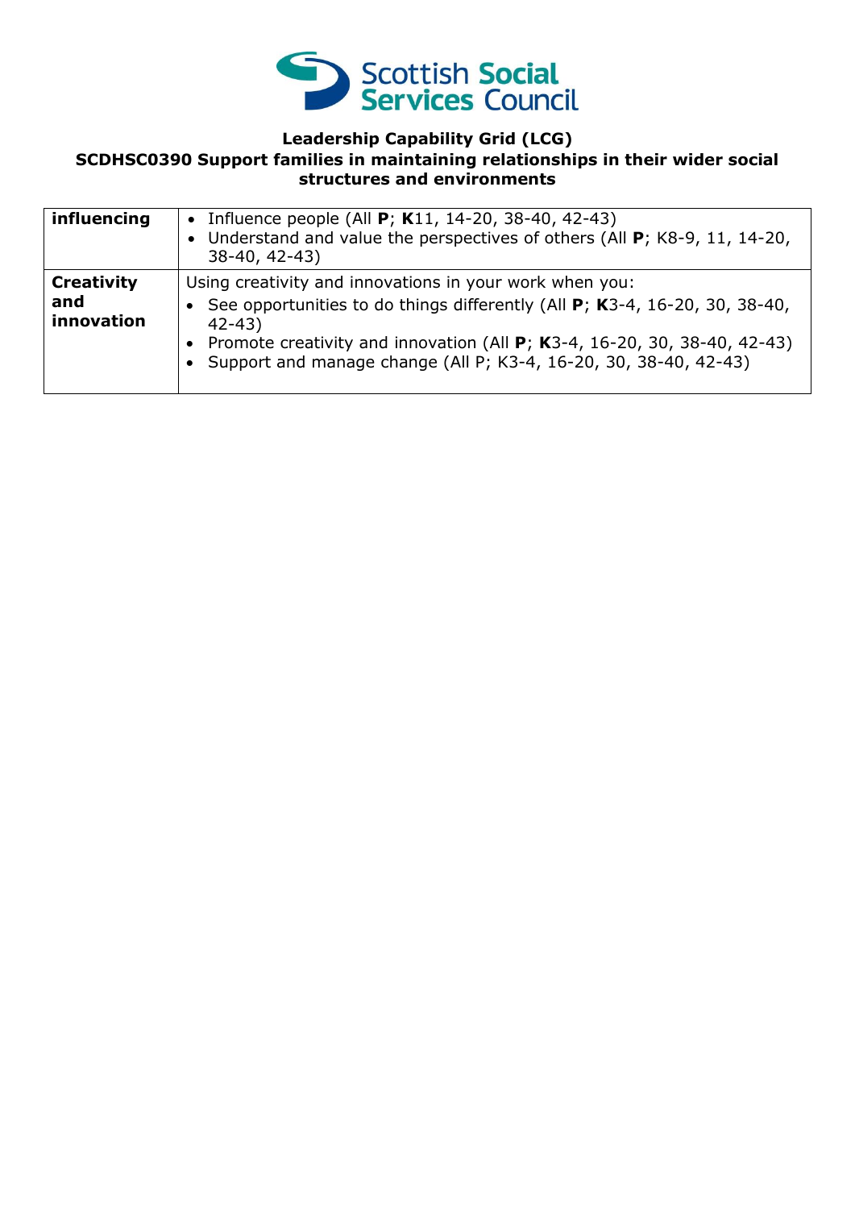**Leadership Capability Grid (LCG)**
**SCDHSC0390 Support families in maintaining relationships in their wider social structures and environments**

| | |
|---|---|
| **influencing** | • Influence people (All **P**; **K**11, 14-20, 38-40, 42-43)<br>• Understand and value the perspectives of others (All **P**; K8-9, 11, 14-20, 38-40, 42-43) |
| **Creativity and innovation** | Using creativity and innovations in your work when you:<br>• See opportunities to do things differently (All **P**; **K**3-4, 16-20, 30, 38-40, 42-43)<br>• Promote creativity and innovation (All **P**; **K**3-4, 16-20, 30, 38-40, 42-43)<br>• Support and manage change (All P; K3-4, 16-20, 30, 38-40, 42-43) |